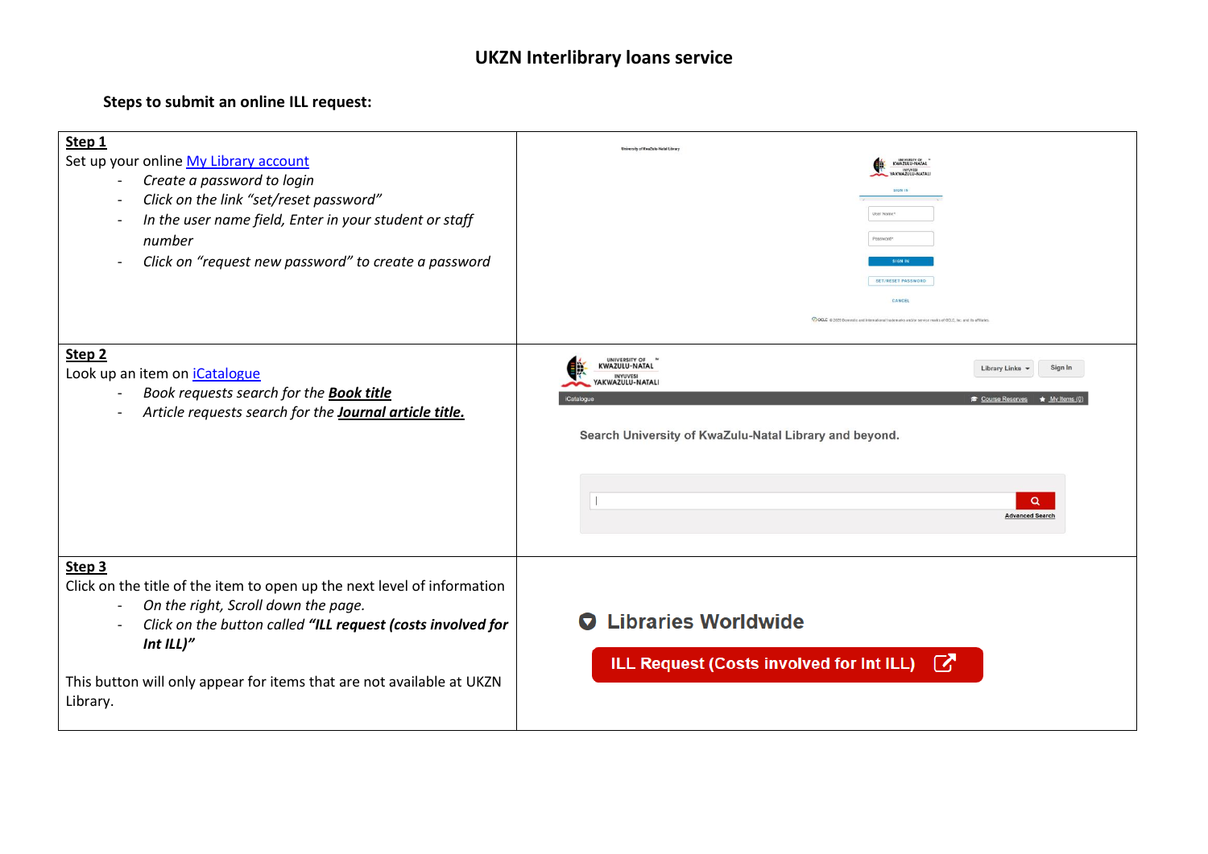# UKZN Interlibrary loans service

**Steps to submit an online ILL request:**

**Step 1**

Set up your online My Library account

- *Create a password to login*
- *Click on the link "set/reset password"*
- *In the user name field, Enter in your student or staff number*
- *Click on "request new password" to create a password*

**Step 2**

Look up an item on iCatalogue

- *Book requests search for the **Book title***
- *Article requests search for the **Journal article title.***

**Step 3**

Click on the title of the item to open up the next level of information

- *On the right, Scroll down the page.*
- *Click on the button called **"ILL request (costs involved for Int ILL)"***

This button will only appear for items that are not available at UKZN Library.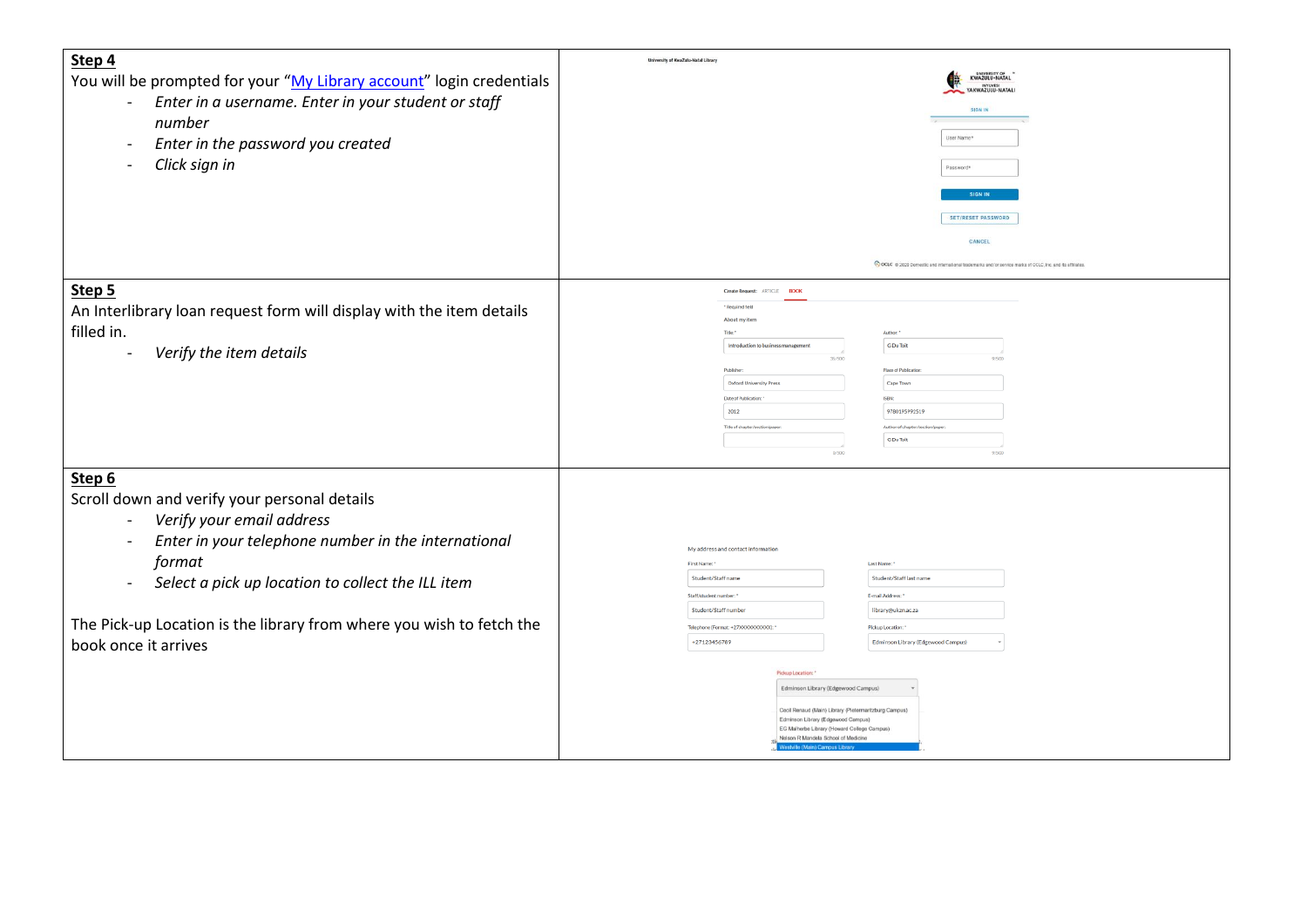| | |
|---|---|
| **Step 4**<br>You will be prompted for your "My Library account" login credentials<br>- *Enter in a username. Enter in your student or staff number*<br>- *Enter in the password you created*<br>- *Click sign in* | |
| **Step 5**<br>An Interlibrary loan request form will display with the item details filled in.<br>- *Verify the item details* | |
| **Step 6**<br>Scroll down and verify your personal details<br>- *Verify your email address*<br>- *Enter in your telephone number in the international format*<br>- *Select a pick up location to collect the ILL item*<br><br>The Pick-up Location is the library from where you wish to fetch the book once it arrives | |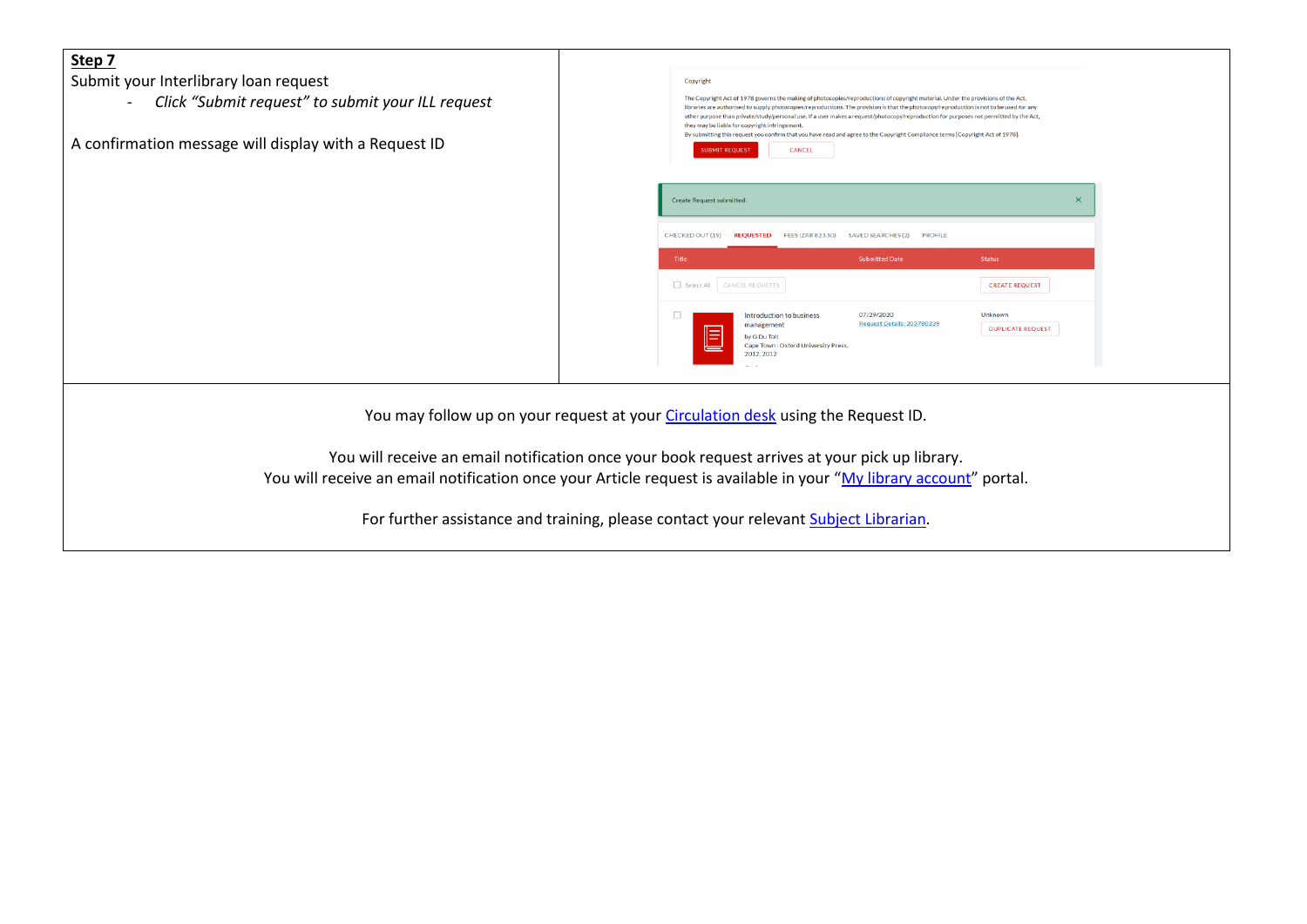**Step 7**

Submit your Interlibrary loan request

- *Click "Submit request" to submit your ILL request*

A confirmation message will display with a Request ID

You may follow up on your request at your [Circulation desk]() using the Request ID.

You will receive an email notification once your book request arrives at your pick up library.
You will receive an email notification once your Article request is available in your "[My library account]()" portal.

For further assistance and training, please contact your relevant [Subject Librarian]().